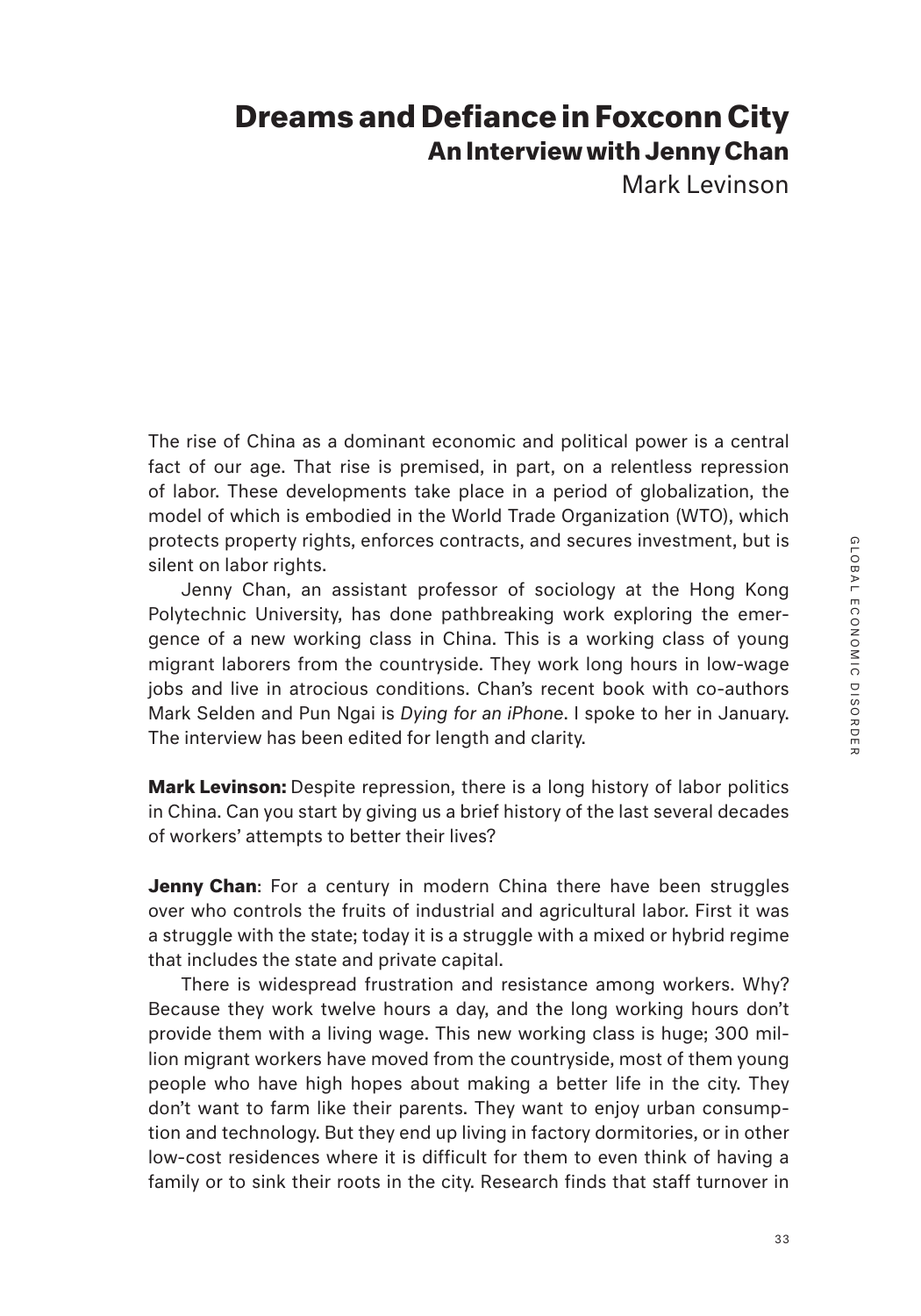# Dreams and Defiance in Foxconn City

## An Interview with Jenny Chan

Mark Levinson

The rise of China as a dominant economic and political power is a central fact of our age. That rise is premised, in part, on a relentless repression of labor. These developments take place in a period of globalization, the model of which is embodied in the World Trade Organization (WTO), which protects property rights, enforces contracts, and secures investment, but is silent on labor rights.

Jenny Chan, an assistant professor of sociology at the Hong Kong Polytechnic University, has done pathbreaking work exploring the emergence of a new working class in China. This is a working class of young migrant laborers from the countryside. They work long hours in low-wage jobs and live in atrocious conditions. Chan's recent book with co-authors Mark Selden and Pun Ngai is *Dying for an iPhone*. I spoke to her in January. The interview has been edited for length and clarity.

**Mark Levinson:** Despite repression, there is a long history of labor politics in China. Can you start by giving us a brief history of the last several decades of workers' attempts to better their lives?

**Jenny Chan**: For a century in modern China there have been struggles over who controls the fruits of industrial and agricultural labor. First it was a struggle with the state; today it is a struggle with a mixed or hybrid regime that includes the state and private capital.

There is widespread frustration and resistance among workers. Why? Because they work twelve hours a day, and the long working hours don't provide them with a living wage. This new working class is huge; 300 million migrant workers have moved from the countryside, most of them young people who have high hopes about making a better life in the city. They don't want to farm like their parents. They want to enjoy urban consumption and technology. But they end up living in factory dormitories, or in other low-cost residences where it is difficult for them to even think of having a family or to sink their roots in the city. Research finds that staff turnover in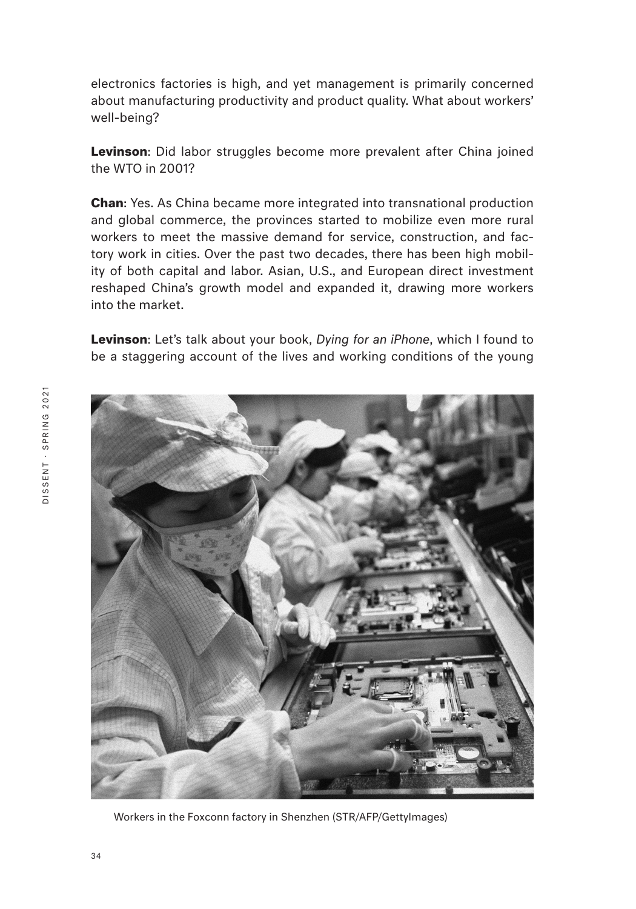electronics factories is high, and yet management is primarily concerned about manufacturing productivity and product quality. What about workers' well-being?

**Levinson**: Did labor struggles become more prevalent after China joined the WTO in 2001?

**Chan**: Yes. As China became more integrated into transnational production and global commerce, the provinces started to mobilize even more rural workers to meet the massive demand for service, construction, and factory work in cities. Over the past two decades, there has been high mobility of both capital and labor. Asian, U.S., and European direct investment reshaped China's growth model and expanded it, drawing more workers into the market.

**Levinson**: Let's talk about your book, *Dying for an iPhone*, which I found to be a staggering account of the lives and working conditions of the young

Workers in the Foxconn factory in Shenzhen (STR/AFP/GettyImages)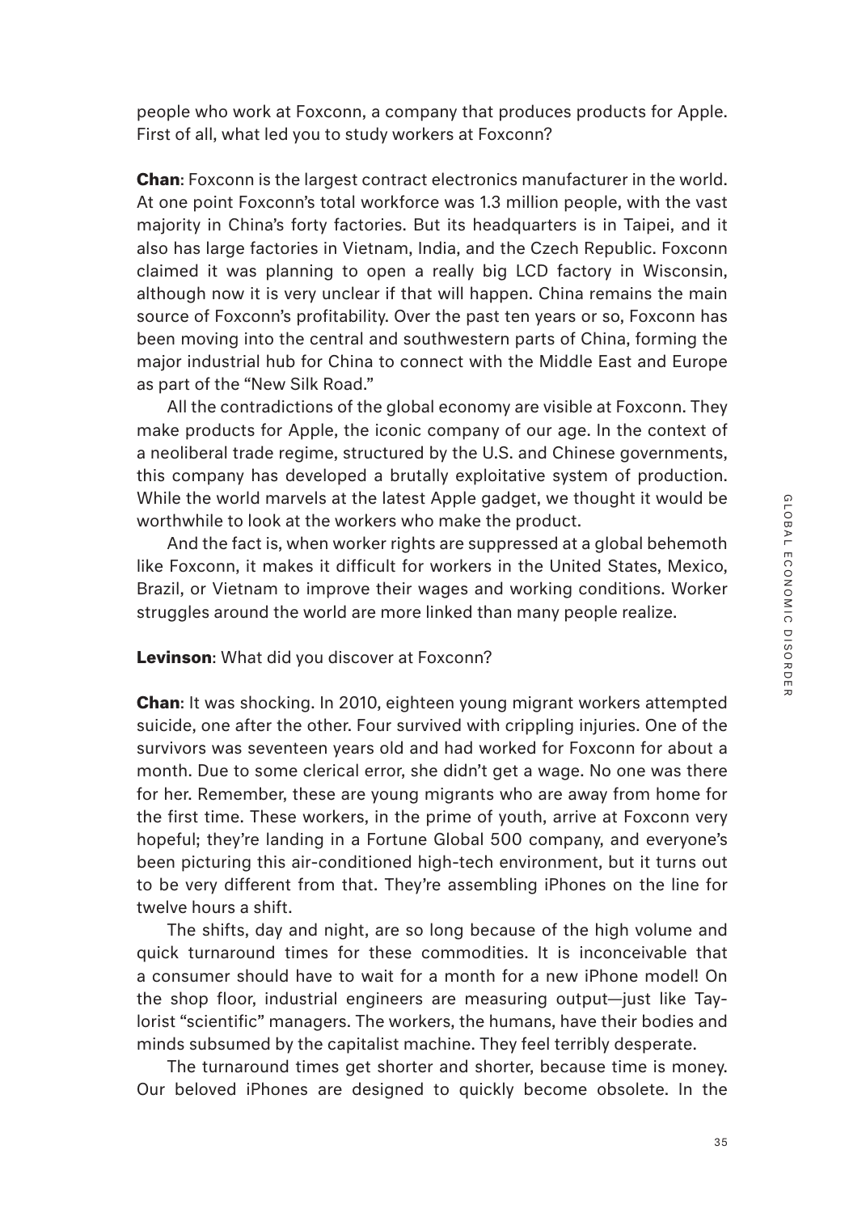people who work at Foxconn, a company that produces products for Apple. First of all, what led you to study workers at Foxconn?

**Chan**: Foxconn is the largest contract electronics manufacturer in the world. At one point Foxconn's total workforce was 1.3 million people, with the vast majority in China's forty factories. But its headquarters is in Taipei, and it also has large factories in Vietnam, India, and the Czech Republic. Foxconn claimed it was planning to open a really big LCD factory in Wisconsin, although now it is very unclear if that will happen. China remains the main source of Foxconn's profitability. Over the past ten years or so, Foxconn has been moving into the central and southwestern parts of China, forming the major industrial hub for China to connect with the Middle East and Europe as part of the "New Silk Road."

All the contradictions of the global economy are visible at Foxconn. They make products for Apple, the iconic company of our age. In the context of a neoliberal trade regime, structured by the U.S. and Chinese governments, this company has developed a brutally exploitative system of production. While the world marvels at the latest Apple gadget, we thought it would be worthwhile to look at the workers who make the product.

And the fact is, when worker rights are suppressed at a global behemoth like Foxconn, it makes it difficult for workers in the United States, Mexico, Brazil, or Vietnam to improve their wages and working conditions. Worker struggles around the world are more linked than many people realize.

**Levinson**: What did you discover at Foxconn?

**Chan**: It was shocking. In 2010, eighteen young migrant workers attempted suicide, one after the other. Four survived with crippling injuries. One of the survivors was seventeen years old and had worked for Foxconn for about a month. Due to some clerical error, she didn't get a wage. No one was there for her. Remember, these are young migrants who are away from home for the first time. These workers, in the prime of youth, arrive at Foxconn very hopeful; they're landing in a Fortune Global 500 company, and everyone's been picturing this air-conditioned high-tech environment, but it turns out to be very different from that. They're assembling iPhones on the line for twelve hours a shift.

The shifts, day and night, are so long because of the high volume and quick turnaround times for these commodities. It is inconceivable that a consumer should have to wait for a month for a new iPhone model! On the shop floor, industrial engineers are measuring output—just like Taylorist "scientific" managers. The workers, the humans, have their bodies and minds subsumed by the capitalist machine. They feel terribly desperate.

The turnaround times get shorter and shorter, because time is money. Our beloved iPhones are designed to quickly become obsolete. In the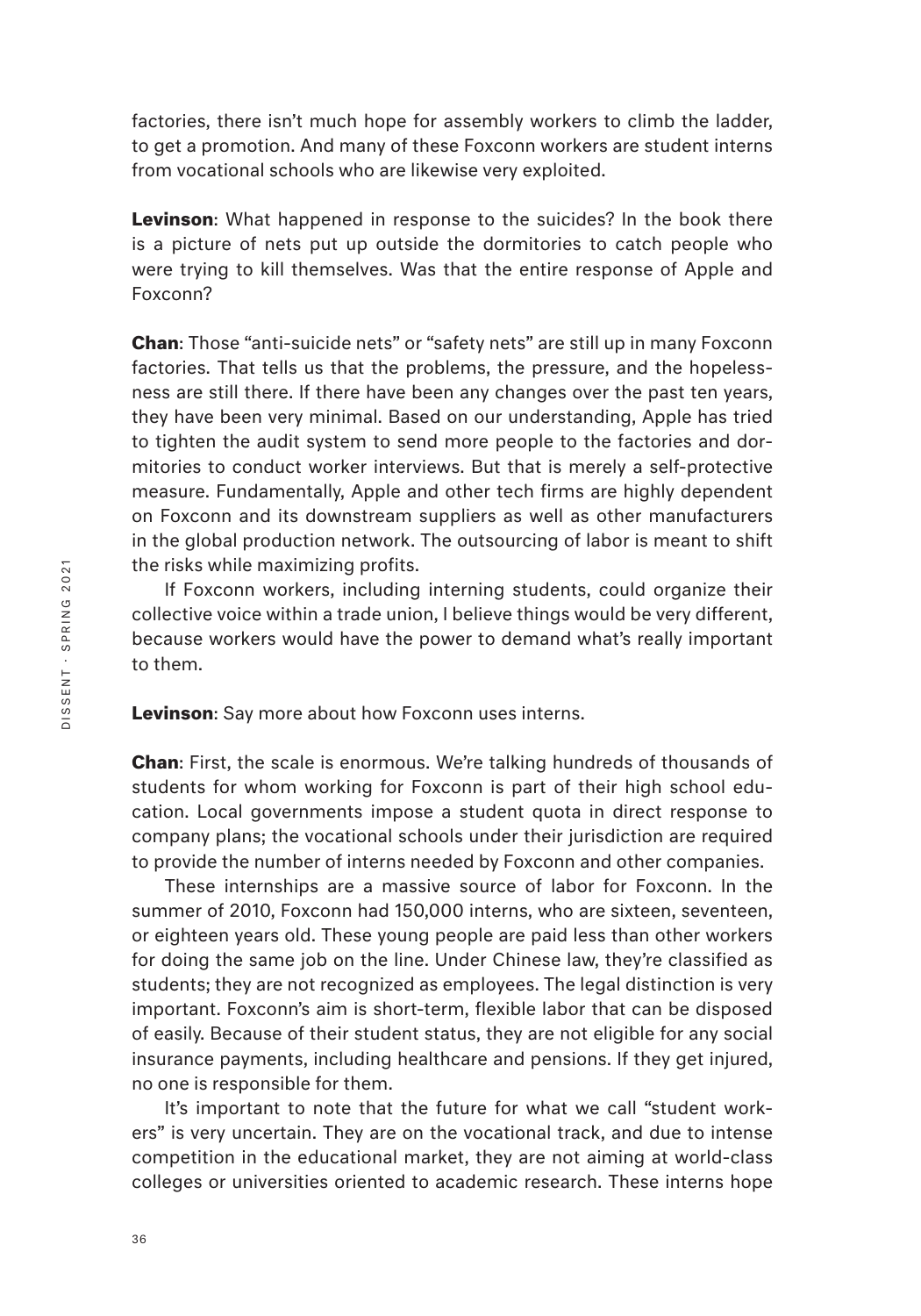factories, there isn't much hope for assembly workers to climb the ladder, to get a promotion. And many of these Foxconn workers are student interns from vocational schools who are likewise very exploited.

**Levinson**: What happened in response to the suicides? In the book there is a picture of nets put up outside the dormitories to catch people who were trying to kill themselves. Was that the entire response of Apple and Foxconn?

**Chan**: Those "anti-suicide nets" or "safety nets" are still up in many Foxconn factories. That tells us that the problems, the pressure, and the hopelessness are still there. If there have been any changes over the past ten years, they have been very minimal. Based on our understanding, Apple has tried to tighten the audit system to send more people to the factories and dormitories to conduct worker interviews. But that is merely a self-protective measure. Fundamentally, Apple and other tech firms are highly dependent on Foxconn and its downstream suppliers as well as other manufacturers in the global production network. The outsourcing of labor is meant to shift the risks while maximizing profits.

If Foxconn workers, including interning students, could organize their collective voice within a trade union, I believe things would be very different, because workers would have the power to demand what's really important to them.

**Levinson**: Say more about how Foxconn uses interns.

**Chan**: First, the scale is enormous. We're talking hundreds of thousands of students for whom working for Foxconn is part of their high school education. Local governments impose a student quota in direct response to company plans; the vocational schools under their jurisdiction are required to provide the number of interns needed by Foxconn and other companies.

These internships are a massive source of labor for Foxconn. In the summer of 2010, Foxconn had 150,000 interns, who are sixteen, seventeen, or eighteen years old. These young people are paid less than other workers for doing the same job on the line. Under Chinese law, they're classified as students; they are not recognized as employees. The legal distinction is very important. Foxconn's aim is short-term, flexible labor that can be disposed of easily. Because of their student status, they are not eligible for any social insurance payments, including healthcare and pensions. If they get injured, no one is responsible for them.

It's important to note that the future for what we call "student workers" is very uncertain. They are on the vocational track, and due to intense competition in the educational market, they are not aiming at world-class colleges or universities oriented to academic research. These interns hope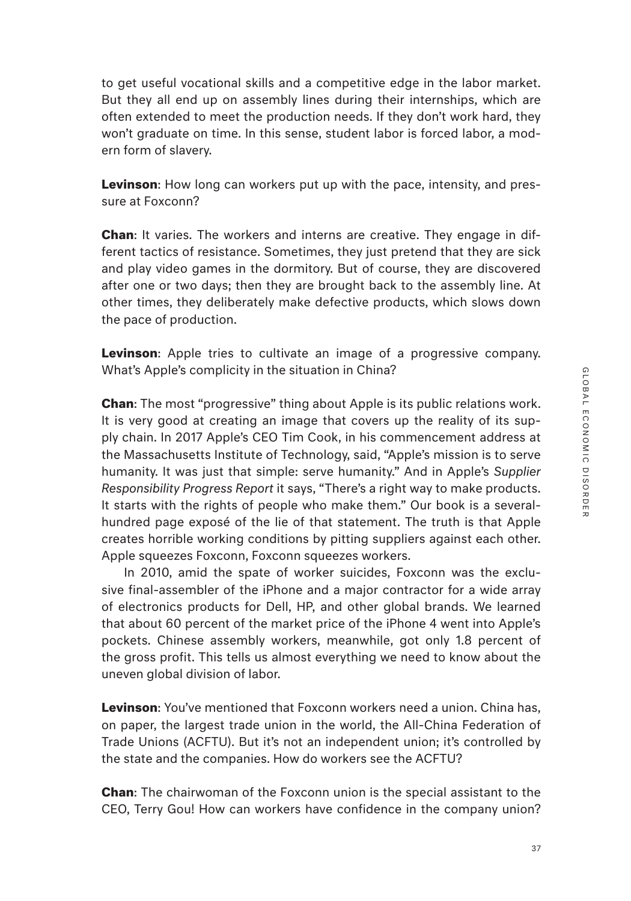to get useful vocational skills and a competitive edge in the labor market. But they all end up on assembly lines during their internships, which are often extended to meet the production needs. If they don't work hard, they won't graduate on time. In this sense, student labor is forced labor, a modern form of slavery.

**Levinson**: How long can workers put up with the pace, intensity, and pressure at Foxconn?

**Chan**: It varies. The workers and interns are creative. They engage in different tactics of resistance. Sometimes, they just pretend that they are sick and play video games in the dormitory. But of course, they are discovered after one or two days; then they are brought back to the assembly line. At other times, they deliberately make defective products, which slows down the pace of production.

**Levinson**: Apple tries to cultivate an image of a progressive company. What's Apple's complicity in the situation in China?

**Chan**: The most "progressive" thing about Apple is its public relations work. It is very good at creating an image that covers up the reality of its supply chain. In 2017 Apple's CEO Tim Cook, in his commencement address at the Massachusetts Institute of Technology, said, "Apple's mission is to serve humanity. It was just that simple: serve humanity." And in Apple's *Supplier Responsibility Progress Report* it says, "There's a right way to make products. It starts with the rights of people who make them." Our book is a several-hundred page exposé of the lie of that statement. The truth is that Apple creates horrible working conditions by pitting suppliers against each other. Apple squeezes Foxconn, Foxconn squeezes workers.

In 2010, amid the spate of worker suicides, Foxconn was the exclusive final-assembler of the iPhone and a major contractor for a wide array of electronics products for Dell, HP, and other global brands. We learned that about 60 percent of the market price of the iPhone 4 went into Apple's pockets. Chinese assembly workers, meanwhile, got only 1.8 percent of the gross profit. This tells us almost everything we need to know about the uneven global division of labor.

**Levinson**: You've mentioned that Foxconn workers need a union. China has, on paper, the largest trade union in the world, the All-China Federation of Trade Unions (ACFTU). But it's not an independent union; it's controlled by the state and the companies. How do workers see the ACFTU?

**Chan**: The chairwoman of the Foxconn union is the special assistant to the CEO, Terry Gou! How can workers have confidence in the company union?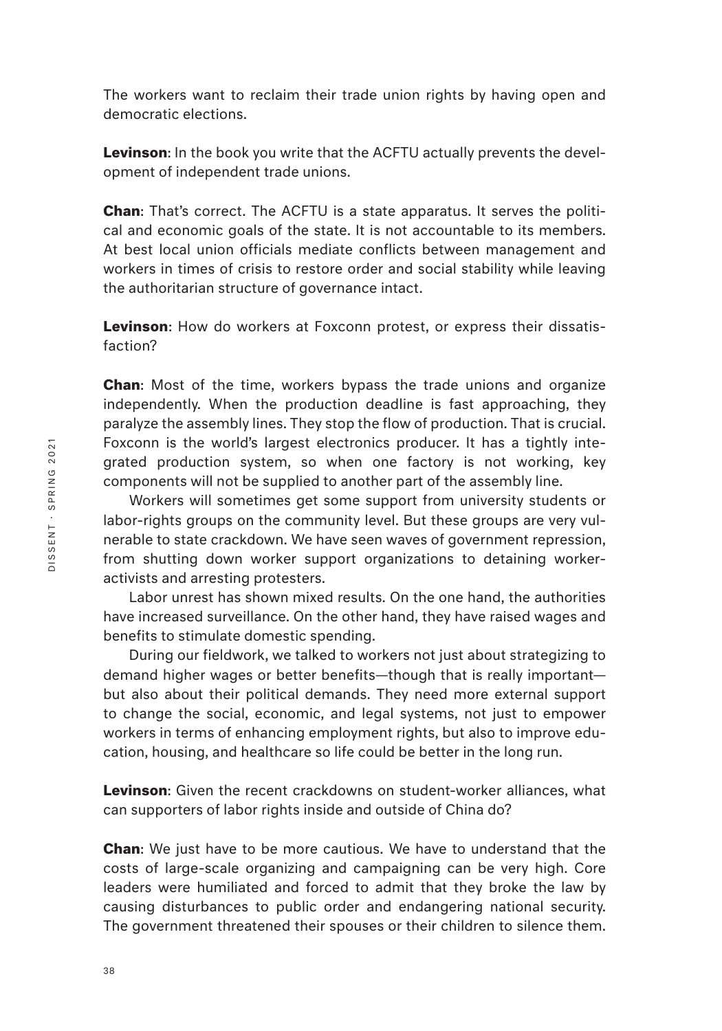The workers want to reclaim their trade union rights by having open and democratic elections.

**Levinson**: In the book you write that the ACFTU actually prevents the development of independent trade unions.

**Chan**: That's correct. The ACFTU is a state apparatus. It serves the political and economic goals of the state. It is not accountable to its members. At best local union officials mediate conflicts between management and workers in times of crisis to restore order and social stability while leaving the authoritarian structure of governance intact.

**Levinson**: How do workers at Foxconn protest, or express their dissatisfaction?

**Chan**: Most of the time, workers bypass the trade unions and organize independently. When the production deadline is fast approaching, they paralyze the assembly lines. They stop the flow of production. That is crucial. Foxconn is the world's largest electronics producer. It has a tightly integrated production system, so when one factory is not working, key components will not be supplied to another part of the assembly line.

Workers will sometimes get some support from university students or labor-rights groups on the community level. But these groups are very vulnerable to state crackdown. We have seen waves of government repression, from shutting down worker support organizations to detaining worker-activists and arresting protesters.

Labor unrest has shown mixed results. On the one hand, the authorities have increased surveillance. On the other hand, they have raised wages and benefits to stimulate domestic spending.

During our fieldwork, we talked to workers not just about strategizing to demand higher wages or better benefits—though that is really important—but also about their political demands. They need more external support to change the social, economic, and legal systems, not just to empower workers in terms of enhancing employment rights, but also to improve education, housing, and healthcare so life could be better in the long run.

**Levinson**: Given the recent crackdowns on student-worker alliances, what can supporters of labor rights inside and outside of China do?

**Chan**: We just have to be more cautious. We have to understand that the costs of large-scale organizing and campaigning can be very high. Core leaders were humiliated and forced to admit that they broke the law by causing disturbances to public order and endangering national security. The government threatened their spouses or their children to silence them.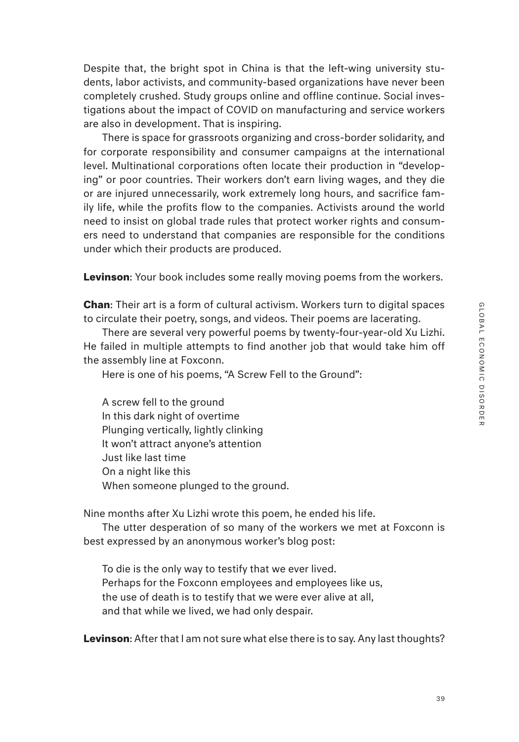Despite that, the bright spot in China is that the left-wing university students, labor activists, and community-based organizations have never been completely crushed. Study groups online and offline continue. Social investigations about the impact of COVID on manufacturing and service workers are also in development. That is inspiring.

There is space for grassroots organizing and cross-border solidarity, and for corporate responsibility and consumer campaigns at the international level. Multinational corporations often locate their production in "developing" or poor countries. Their workers don't earn living wages, and they die or are injured unnecessarily, work extremely long hours, and sacrifice family life, while the profits flow to the companies. Activists around the world need to insist on global trade rules that protect worker rights and consumers need to understand that companies are responsible for the conditions under which their products are produced.

**Levinson**: Your book includes some really moving poems from the workers.

**Chan**: Their art is a form of cultural activism. Workers turn to digital spaces to circulate their poetry, songs, and videos. Their poems are lacerating.

There are several very powerful poems by twenty-four-year-old Xu Lizhi. He failed in multiple attempts to find another job that would take him off the assembly line at Foxconn.

Here is one of his poems, "A Screw Fell to the Ground":

> A screw fell to the ground
> In this dark night of overtime
> Plunging vertically, lightly clinking
> It won't attract anyone's attention
> Just like last time
> On a night like this
> When someone plunged to the ground.

Nine months after Xu Lizhi wrote this poem, he ended his life.

The utter desperation of so many of the workers we met at Foxconn is best expressed by an anonymous worker's blog post:

> To die is the only way to testify that we ever lived.
> Perhaps for the Foxconn employees and employees like us,
> the use of death is to testify that we were ever alive at all,
> and that while we lived, we had only despair.

**Levinson**: After that I am not sure what else there is to say. Any last thoughts?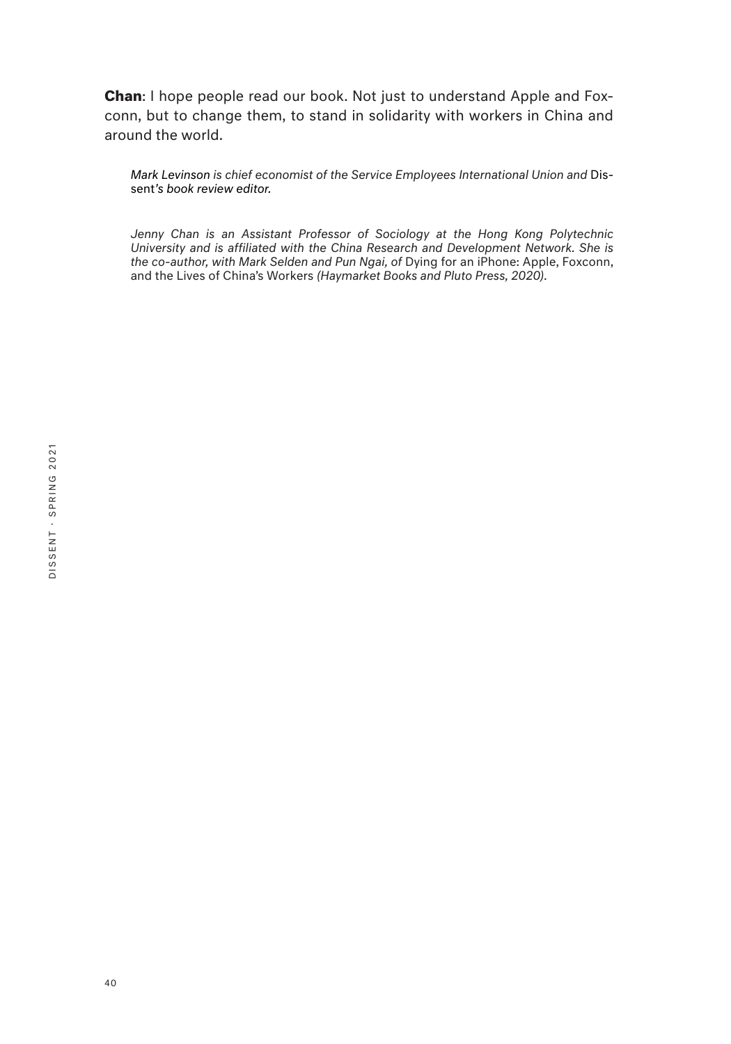**Chan**: I hope people read our book. Not just to understand Apple and Foxconn, but to change them, to stand in solidarity with workers in China and around the world.

*Mark Levinson is chief economist of the Service Employees International Union and* Dissent*'s book review editor.*

*Jenny Chan is an Assistant Professor of Sociology at the Hong Kong Polytechnic University and is affiliated with the China Research and Development Network. She is the co-author, with Mark Selden and Pun Ngai, of* Dying for an iPhone: Apple, Foxconn, and the Lives of China's Workers *(Haymarket Books and Pluto Press, 2020).*